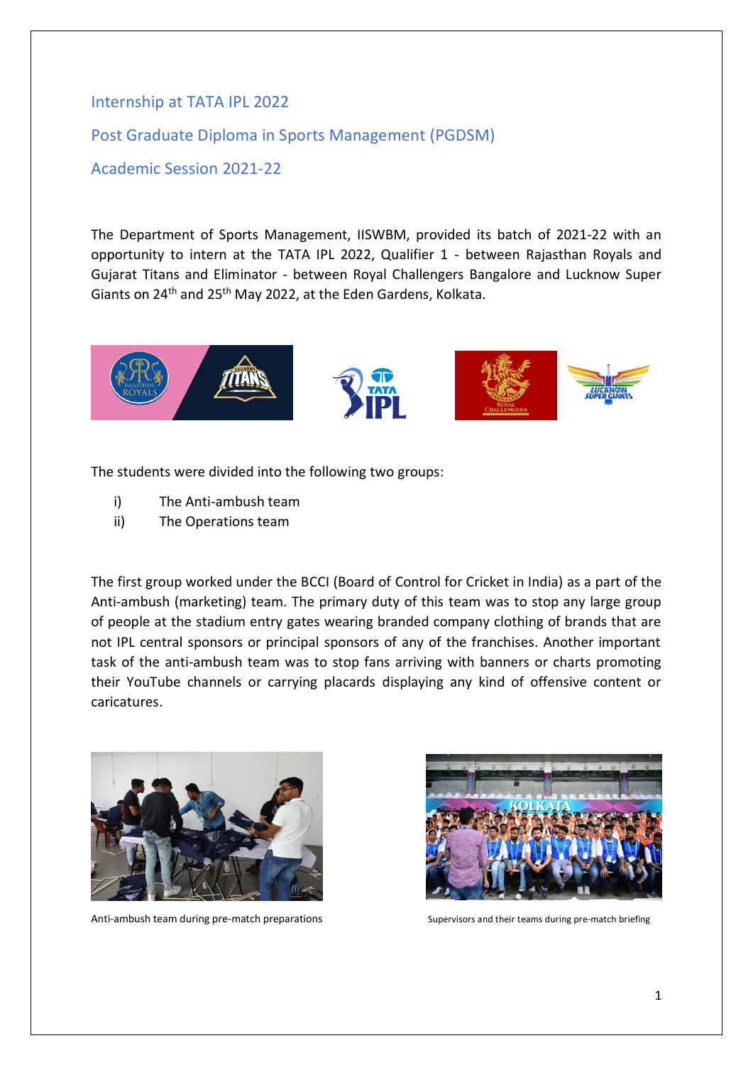## Internship at TATA IPL 2022

## Post Graduate Diploma in Sports Management (PGDSM)

## Academic Session 2021-22

The Department of Sports Management, IISWBM, provided its batch of 2021-22 with an opportunity to intern at the TATA IPL 2022, Qualifier 1 - between Rajasthan Royals and Gujarat Titans and Eliminator - between Royal Challengers Bangalore and Lucknow Super Giants on 24th and 25th May 2022, at the Eden Gardens, Kolkata.

The students were divided into the following two groups:

i) The Anti-ambush team
ii) The Operations team

The first group worked under the BCCI (Board of Control for Cricket in India) as a part of the Anti-ambush (marketing) team. The primary duty of this team was to stop any large group of people at the stadium entry gates wearing branded company clothing of brands that are not IPL central sponsors or principal sponsors of any of the franchises. Another important task of the anti-ambush team was to stop fans arriving with banners or charts promoting their YouTube channels or carrying placards displaying any kind of offensive content or caricatures.

Anti-ambush team during pre-match preparations

Supervisors and their teams during pre-match briefing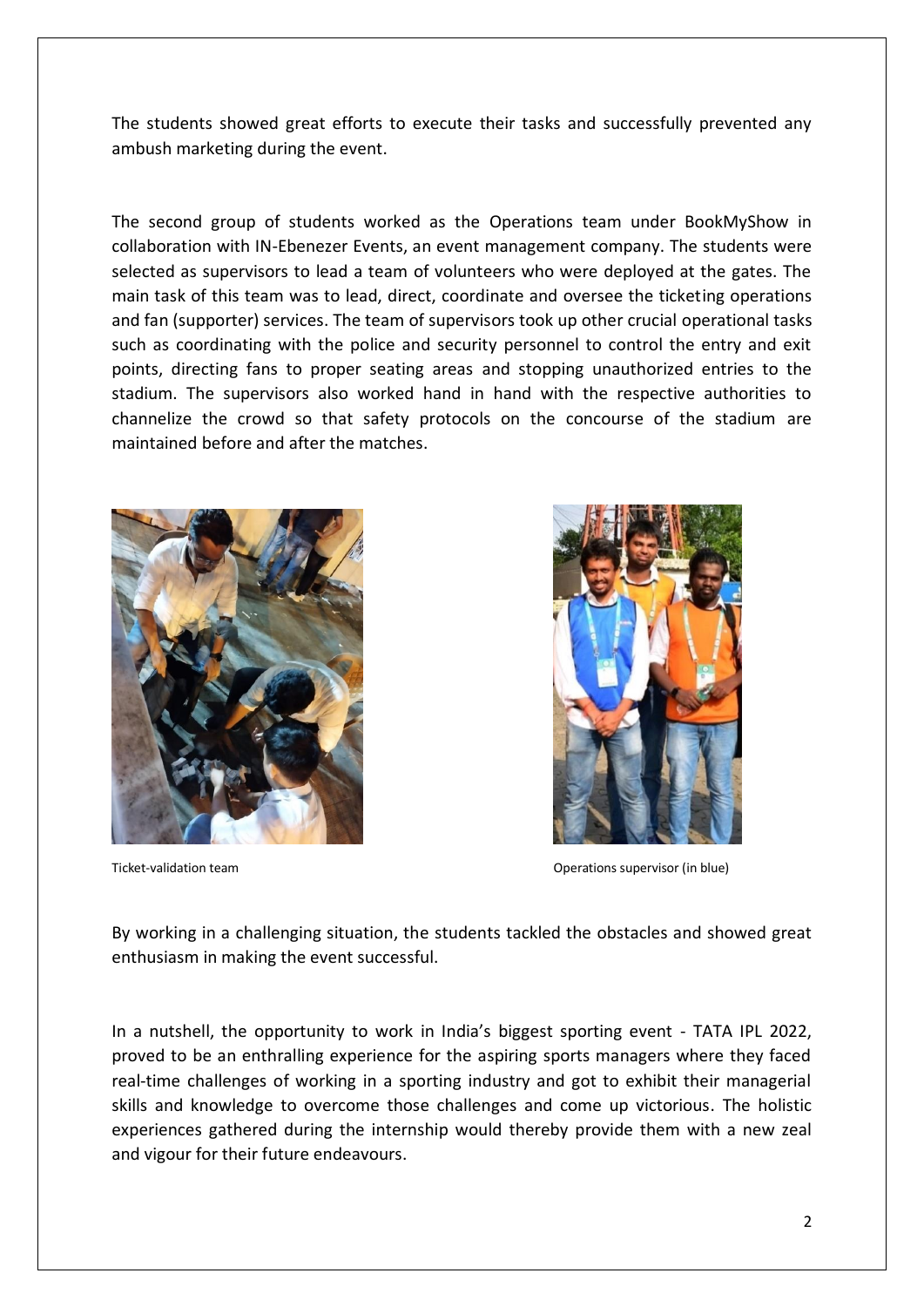The students showed great efforts to execute their tasks and successfully prevented any ambush marketing during the event.

The second group of students worked as the Operations team under BookMyShow in collaboration with IN-Ebenezer Events, an event management company. The students were selected as supervisors to lead a team of volunteers who were deployed at the gates. The main task of this team was to lead, direct, coordinate and oversee the ticketing operations and fan (supporter) services. The team of supervisors took up other crucial operational tasks such as coordinating with the police and security personnel to control the entry and exit points, directing fans to proper seating areas and stopping unauthorized entries to the stadium. The supervisors also worked hand in hand with the respective authorities to channelize the crowd so that safety protocols on the concourse of the stadium are maintained before and after the matches.

Ticket-validation team

Operations supervisor (in blue)

By working in a challenging situation, the students tackled the obstacles and showed great enthusiasm in making the event successful.

In a nutshell, the opportunity to work in India's biggest sporting event - TATA IPL 2022, proved to be an enthralling experience for the aspiring sports managers where they faced real-time challenges of working in a sporting industry and got to exhibit their managerial skills and knowledge to overcome those challenges and come up victorious. The holistic experiences gathered during the internship would thereby provide them with a new zeal and vigour for their future endeavours.